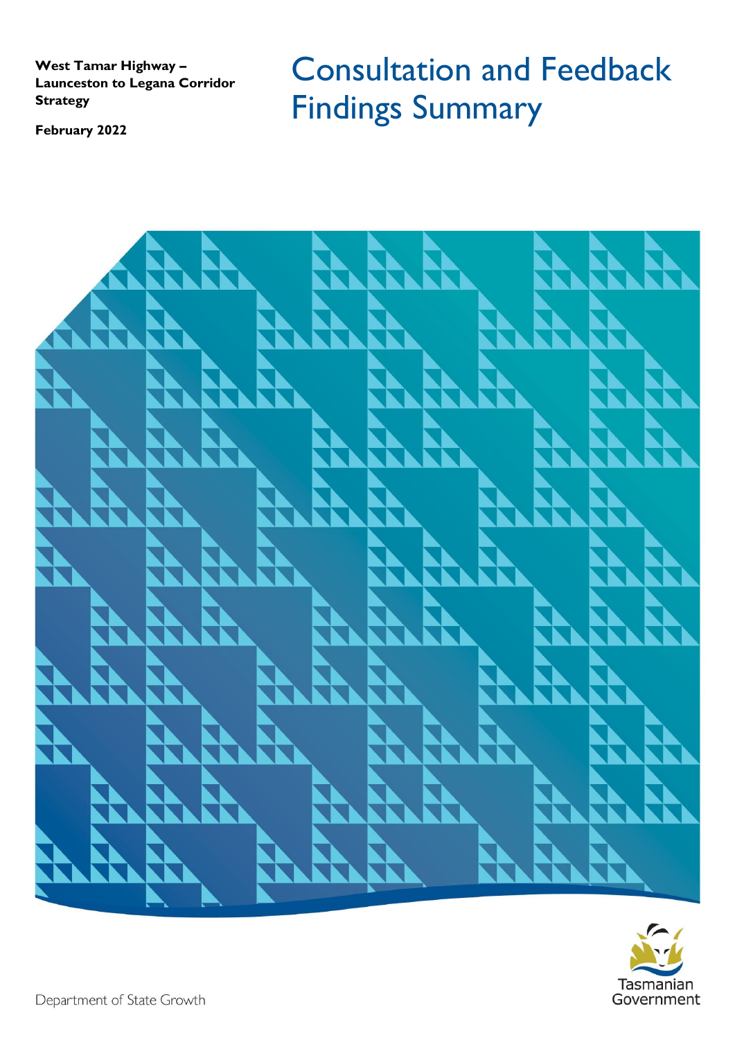**West Tamar Highway – Launceston to Legana Corridor Strategy**

**February 2022**

# Consultation and Feedback Findings Summary

Tasmanian Government

Department of State Growth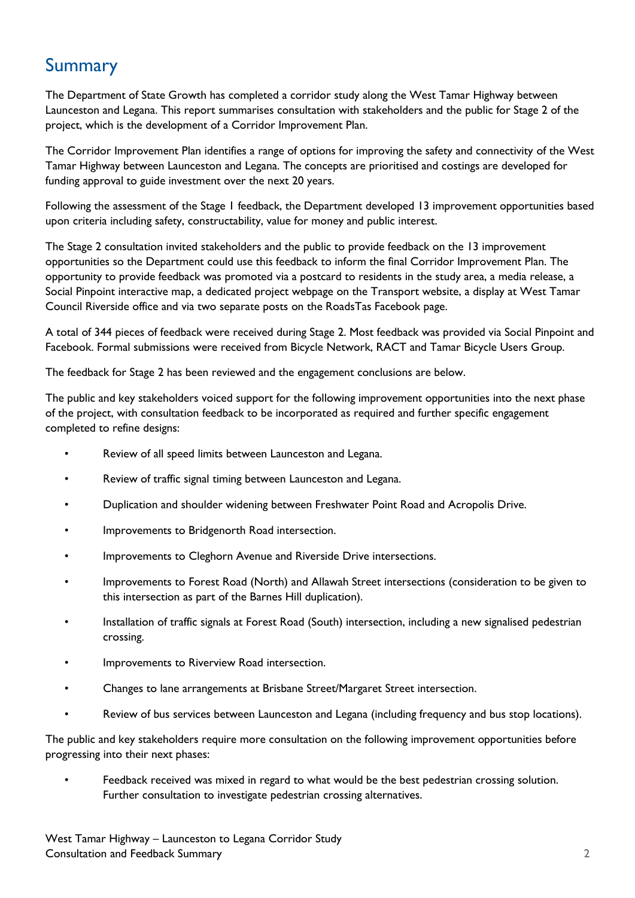# Summary

The Department of State Growth has completed a corridor study along the West Tamar Highway between Launceston and Legana. This report summarises consultation with stakeholders and the public for Stage 2 of the project, which is the development of a Corridor Improvement Plan.

The Corridor Improvement Plan identifies a range of options for improving the safety and connectivity of the West Tamar Highway between Launceston and Legana. The concepts are prioritised and costings are developed for funding approval to guide investment over the next 20 years.

Following the assessment of the Stage 1 feedback, the Department developed 13 improvement opportunities based upon criteria including safety, constructability, value for money and public interest.

The Stage 2 consultation invited stakeholders and the public to provide feedback on the 13 improvement opportunities so the Department could use this feedback to inform the final Corridor Improvement Plan. The opportunity to provide feedback was promoted via a postcard to residents in the study area, a media release, a Social Pinpoint interactive map, a dedicated project webpage on the Transport website, a display at West Tamar Council Riverside office and via two separate posts on the RoadsTas Facebook page.

A total of 344 pieces of feedback were received during Stage 2. Most feedback was provided via Social Pinpoint and Facebook. Formal submissions were received from Bicycle Network, RACT and Tamar Bicycle Users Group.

The feedback for Stage 2 has been reviewed and the engagement conclusions are below.

The public and key stakeholders voiced support for the following improvement opportunities into the next phase of the project, with consultation feedback to be incorporated as required and further specific engagement completed to refine designs:

- Review of all speed limits between Launceston and Legana.
- Review of traffic signal timing between Launceston and Legana.
- Duplication and shoulder widening between Freshwater Point Road and Acropolis Drive.
- Improvements to Bridgenorth Road intersection.
- Improvements to Cleghorn Avenue and Riverside Drive intersections.
- Improvements to Forest Road (North) and Allawah Street intersections (consideration to be given to this intersection as part of the Barnes Hill duplication).
- Installation of traffic signals at Forest Road (South) intersection, including a new signalised pedestrian crossing.
- Improvements to Riverview Road intersection.
- Changes to lane arrangements at Brisbane Street/Margaret Street intersection.
- Review of bus services between Launceston and Legana (including frequency and bus stop locations).

The public and key stakeholders require more consultation on the following improvement opportunities before progressing into their next phases:

- Feedback received was mixed in regard to what would be the best pedestrian crossing solution. Further consultation to investigate pedestrian crossing alternatives.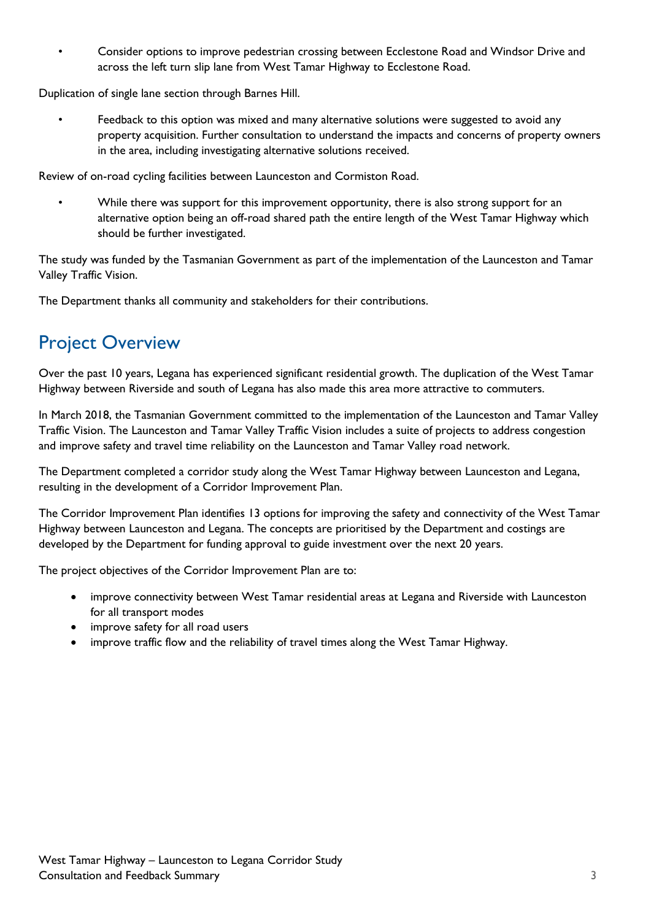- Consider options to improve pedestrian crossing between Ecclestone Road and Windsor Drive and across the left turn slip lane from West Tamar Highway to Ecclestone Road.

Duplication of single lane section through Barnes Hill.

- Feedback to this option was mixed and many alternative solutions were suggested to avoid any property acquisition. Further consultation to understand the impacts and concerns of property owners in the area, including investigating alternative solutions received.

Review of on-road cycling facilities between Launceston and Cormiston Road.

- While there was support for this improvement opportunity, there is also strong support for an alternative option being an off-road shared path the entire length of the West Tamar Highway which should be further investigated.

The study was funded by the Tasmanian Government as part of the implementation of the Launceston and Tamar Valley Traffic Vision.

The Department thanks all community and stakeholders for their contributions.

## Project Overview

Over the past 10 years, Legana has experienced significant residential growth. The duplication of the West Tamar Highway between Riverside and south of Legana has also made this area more attractive to commuters.

In March 2018, the Tasmanian Government committed to the implementation of the Launceston and Tamar Valley Traffic Vision. The Launceston and Tamar Valley Traffic Vision includes a suite of projects to address congestion and improve safety and travel time reliability on the Launceston and Tamar Valley road network.

The Department completed a corridor study along the West Tamar Highway between Launceston and Legana, resulting in the development of a Corridor Improvement Plan.

The Corridor Improvement Plan identifies 13 options for improving the safety and connectivity of the West Tamar Highway between Launceston and Legana. The concepts are prioritised by the Department and costings are developed by the Department for funding approval to guide investment over the next 20 years.

The project objectives of the Corridor Improvement Plan are to:

- improve connectivity between West Tamar residential areas at Legana and Riverside with Launceston for all transport modes
- improve safety for all road users
- improve traffic flow and the reliability of travel times along the West Tamar Highway.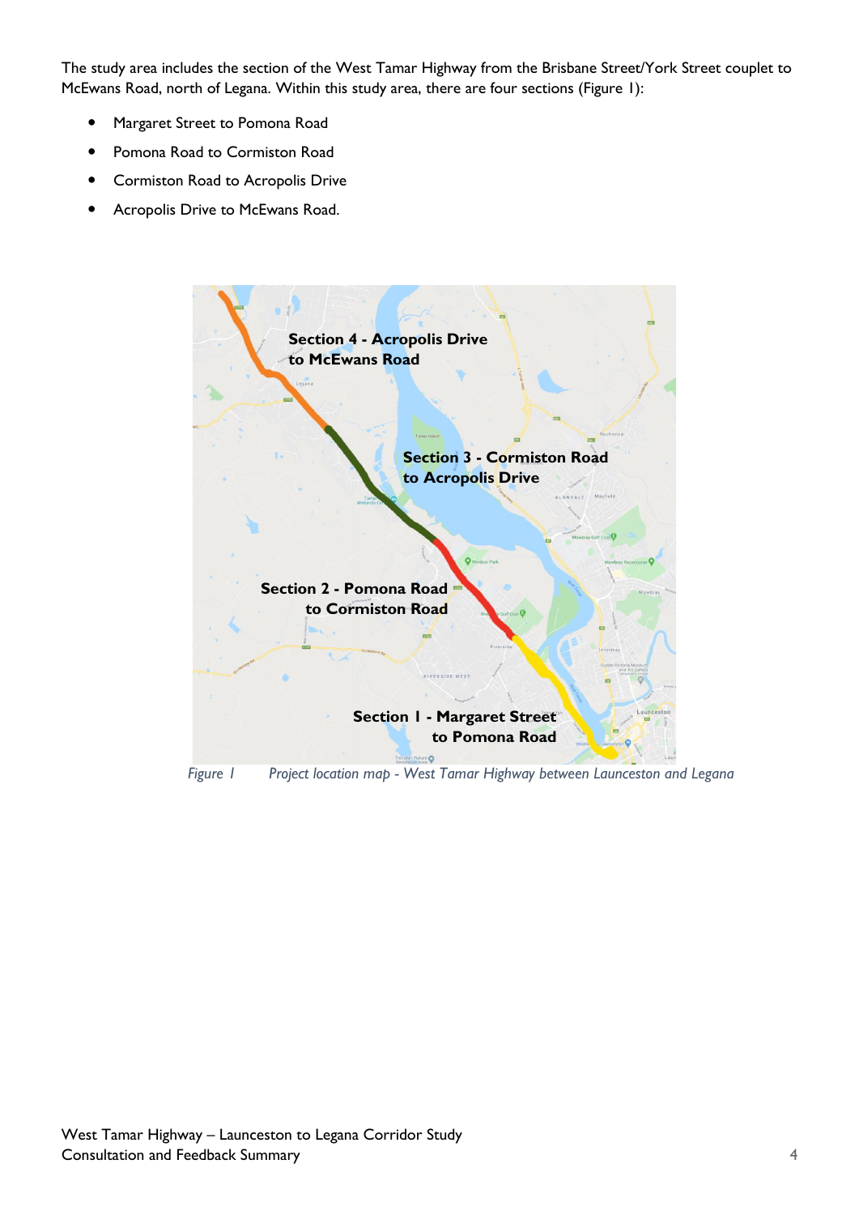The study area includes the section of the West Tamar Highway from the Brisbane Street/York Street couplet to McEwans Road, north of Legana. Within this study area, there are four sections (Figure 1):

- Margaret Street to Pomona Road
- Pomona Road to Cormiston Road
- Cormiston Road to Acropolis Drive
- Acropolis Drive to McEwans Road.

*Figure 1 Project location map - West Tamar Highway between Launceston and Legana*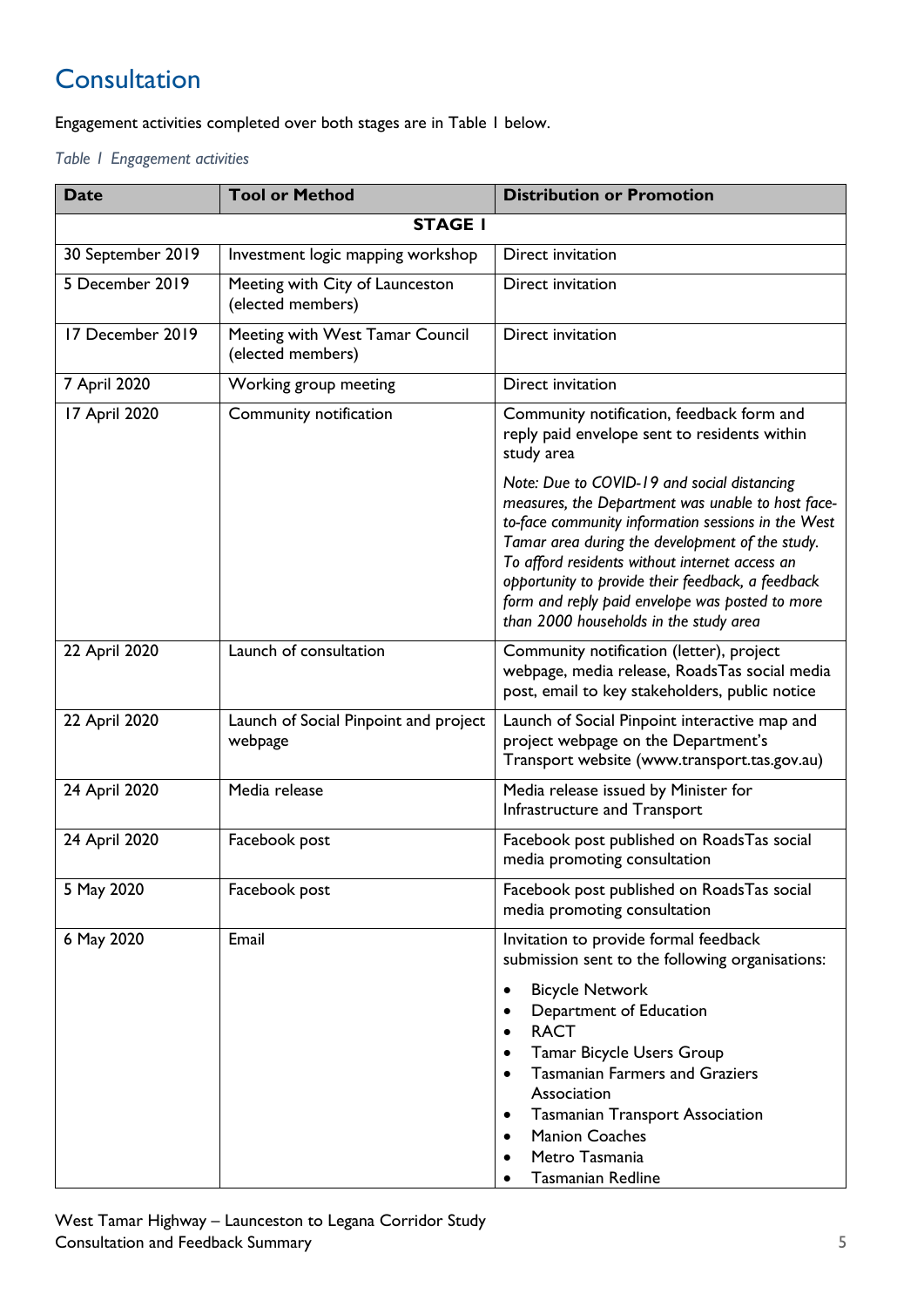# Consultation

Engagement activities completed over both stages are in Table 1 below.

*Table 1 Engagement activities*

| Date | Tool or Method | Distribution or Promotion |
|---|---|---|
| **STAGE 1** | | |
| 30 September 2019 | Investment logic mapping workshop | Direct invitation |
| 5 December 2019 | Meeting with City of Launceston (elected members) | Direct invitation |
| 17 December 2019 | Meeting with West Tamar Council (elected members) | Direct invitation |
| 7 April 2020 | Working group meeting | Direct invitation |
| 17 April 2020 | Community notification | Community notification, feedback form and reply paid envelope sent to residents within study area<br><br>*Note: Due to COVID-19 and social distancing measures, the Department was unable to host face-to-face community information sessions in the West Tamar area during the development of the study. To afford residents without internet access an opportunity to provide their feedback, a feedback form and reply paid envelope was posted to more than 2000 households in the study area* |
| 22 April 2020 | Launch of consultation | Community notification (letter), project webpage, media release, RoadsTas social media post, email to key stakeholders, public notice |
| 22 April 2020 | Launch of Social Pinpoint and project webpage | Launch of Social Pinpoint interactive map and project webpage on the Department's Transport website (www.transport.tas.gov.au) |
| 24 April 2020 | Media release | Media release issued by Minister for Infrastructure and Transport |
| 24 April 2020 | Facebook post | Facebook post published on RoadsTas social media promoting consultation |
| 5 May 2020 | Facebook post | Facebook post published on RoadsTas social media promoting consultation |
| 6 May 2020 | Email | Invitation to provide formal feedback submission sent to the following organisations:<br>• Bicycle Network<br>• Department of Education<br>• RACT<br>• Tamar Bicycle Users Group<br>• Tasmanian Farmers and Graziers Association<br>• Tasmanian Transport Association<br>• Manion Coaches<br>• Metro Tasmania<br>• Tasmanian Redline |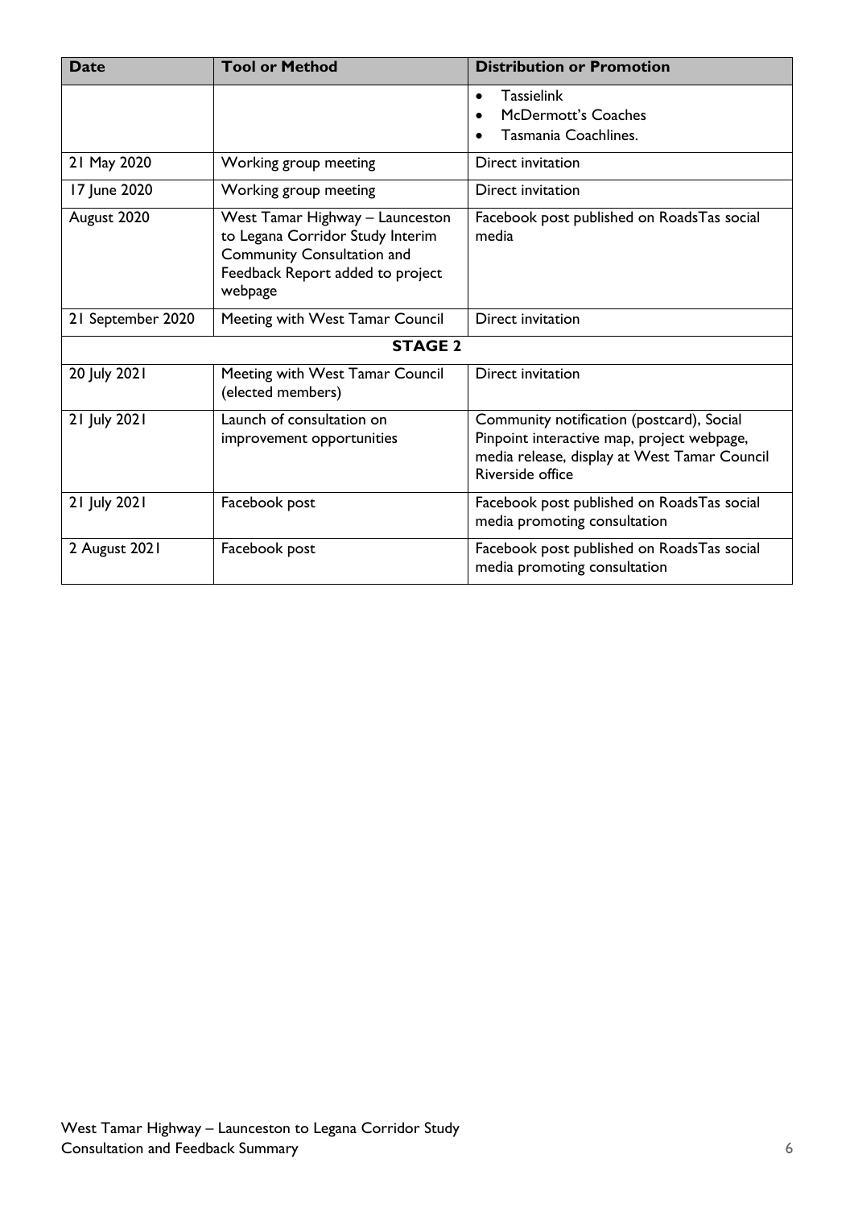| Date | Tool or Method | Distribution or Promotion |
|---|---|---|
| | | • Tassielink<br>• McDermott's Coaches<br>• Tasmania Coachlines. |
| 21 May 2020 | Working group meeting | Direct invitation |
| 17 June 2020 | Working group meeting | Direct invitation |
| August 2020 | West Tamar Highway – Launceston to Legana Corridor Study Interim Community Consultation and Feedback Report added to project webpage | Facebook post published on RoadsTas social media |
| 21 September 2020 | Meeting with West Tamar Council | Direct invitation |
| **STAGE 2** | | |
| 20 July 2021 | Meeting with West Tamar Council (elected members) | Direct invitation |
| 21 July 2021 | Launch of consultation on improvement opportunities | Community notification (postcard), Social Pinpoint interactive map, project webpage, media release, display at West Tamar Council Riverside office |
| 21 July 2021 | Facebook post | Facebook post published on RoadsTas social media promoting consultation |
| 2 August 2021 | Facebook post | Facebook post published on RoadsTas social media promoting consultation |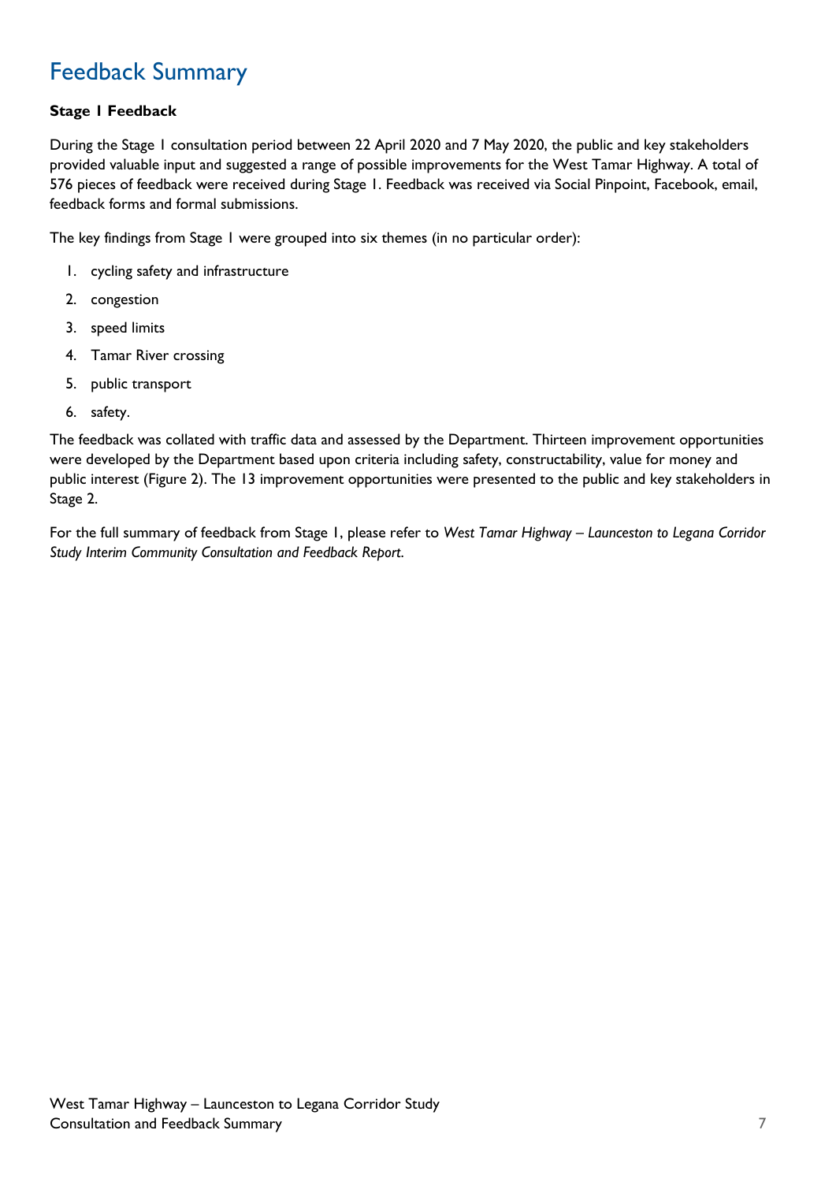# Feedback Summary

**Stage 1 Feedback**

During the Stage 1 consultation period between 22 April 2020 and 7 May 2020, the public and key stakeholders provided valuable input and suggested a range of possible improvements for the West Tamar Highway. A total of 576 pieces of feedback were received during Stage 1. Feedback was received via Social Pinpoint, Facebook, email, feedback forms and formal submissions.

The key findings from Stage 1 were grouped into six themes (in no particular order):

1. cycling safety and infrastructure
2. congestion
3. speed limits
4. Tamar River crossing
5. public transport
6. safety.

The feedback was collated with traffic data and assessed by the Department. Thirteen improvement opportunities were developed by the Department based upon criteria including safety, constructability, value for money and public interest (Figure 2). The 13 improvement opportunities were presented to the public and key stakeholders in Stage 2.

For the full summary of feedback from Stage 1, please refer to *West Tamar Highway – Launceston to Legana Corridor Study Interim Community Consultation and Feedback Report*.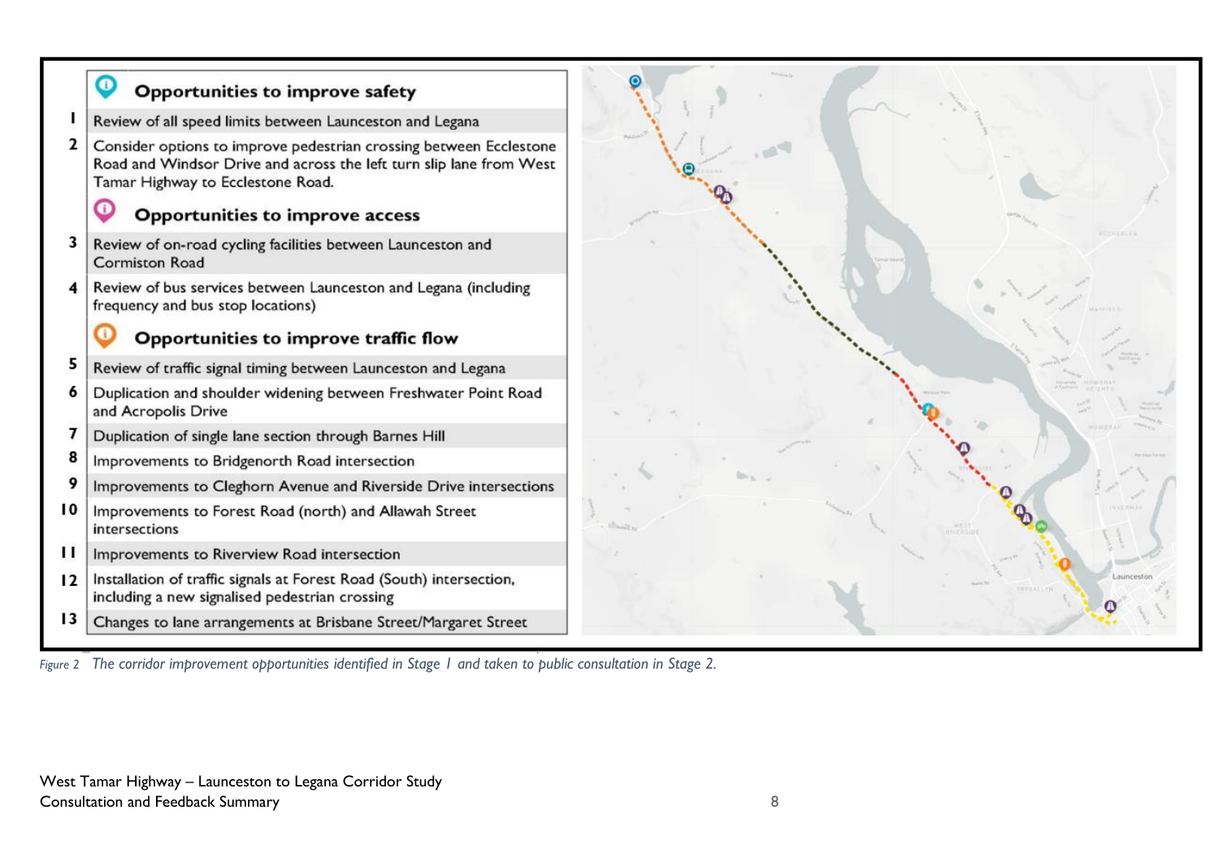| | |
|---|---|
| | **Opportunities to improve safety** |
| 1 | Review of all speed limits between Launceston and Legana |
| 2 | Consider options to improve pedestrian crossing between Ecclestone Road and Windsor Drive and across the left turn slip lane from West Tamar Highway to Ecclestone Road. |
| | **Opportunities to improve access** |
| 3 | Review of on-road cycling facilities between Launceston and Cormiston Road |
| 4 | Review of bus services between Launceston and Legana (including frequency and bus stop locations) |
| | **Opportunities to improve traffic flow** |
| 5 | Review of traffic signal timing between Launceston and Legana |
| 6 | Duplication and shoulder widening between Freshwater Point Road and Acropolis Drive |
| 7 | Duplication of single lane section through Barnes Hill |
| 8 | Improvements to Bridgenorth Road intersection |
| 9 | Improvements to Cleghorn Avenue and Riverside Drive intersections |
| 10 | Improvements to Forest Road (north) and Allawah Street intersections |
| 11 | Improvements to Riverview Road intersection |
| 12 | Installation of traffic signals at Forest Road (South) intersection, including a new signalised pedestrian crossing |
| 13 | Changes to lane arrangements at Brisbane Street/Margaret Street |

*Figure 2 The corridor improvement opportunities identified in Stage 1 and taken to public consultation in Stage 2.*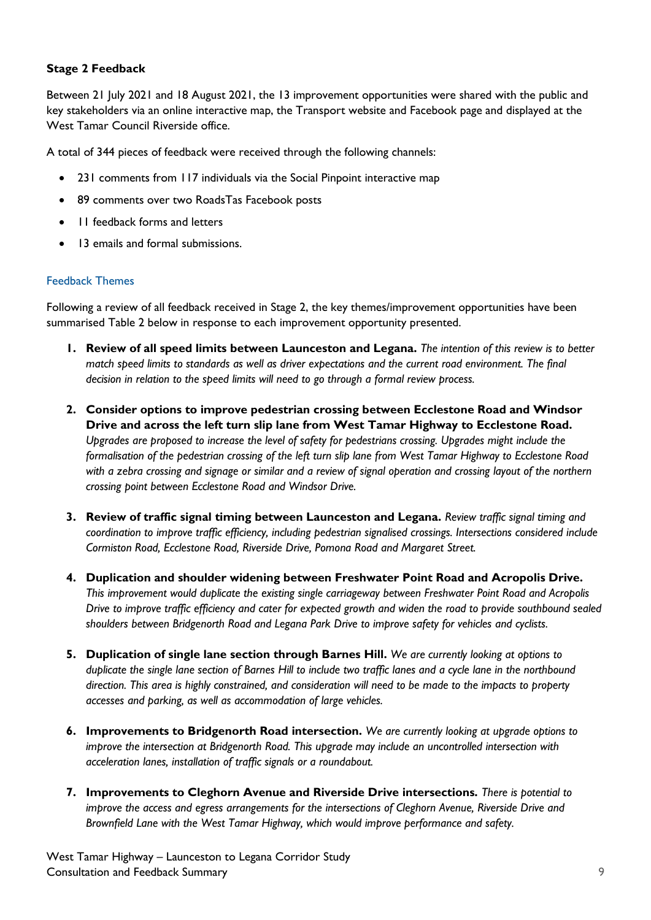### Stage 2 Feedback

Between 21 July 2021 and 18 August 2021, the 13 improvement opportunities were shared with the public and key stakeholders via an online interactive map, the Transport website and Facebook page and displayed at the West Tamar Council Riverside office.

A total of 344 pieces of feedback were received through the following channels:

- 231 comments from 117 individuals via the Social Pinpoint interactive map
- 89 comments over two RoadsTas Facebook posts
- 11 feedback forms and letters
- 13 emails and formal submissions.

#### Feedback Themes

Following a review of all feedback received in Stage 2, the key themes/improvement opportunities have been summarised Table 2 below in response to each improvement opportunity presented.

1. **Review of all speed limits between Launceston and Legana.** *The intention of this review is to better match speed limits to standards as well as driver expectations and the current road environment. The final decision in relation to the speed limits will need to go through a formal review process.*

2. **Consider options to improve pedestrian crossing between Ecclestone Road and Windsor Drive and across the left turn slip lane from West Tamar Highway to Ecclestone Road.** *Upgrades are proposed to increase the level of safety for pedestrians crossing. Upgrades might include the formalisation of the pedestrian crossing of the left turn slip lane from West Tamar Highway to Ecclestone Road with a zebra crossing and signage or similar and a review of signal operation and crossing layout of the northern crossing point between Ecclestone Road and Windsor Drive.*

3. **Review of traffic signal timing between Launceston and Legana.** *Review traffic signal timing and coordination to improve traffic efficiency, including pedestrian signalised crossings. Intersections considered include Cormiston Road, Ecclestone Road, Riverside Drive, Pomona Road and Margaret Street.*

4. **Duplication and shoulder widening between Freshwater Point Road and Acropolis Drive.** *This improvement would duplicate the existing single carriageway between Freshwater Point Road and Acropolis Drive to improve traffic efficiency and cater for expected growth and widen the road to provide southbound sealed shoulders between Bridgenorth Road and Legana Park Drive to improve safety for vehicles and cyclists.*

5. **Duplication of single lane section through Barnes Hill.** *We are currently looking at options to duplicate the single lane section of Barnes Hill to include two traffic lanes and a cycle lane in the northbound direction. This area is highly constrained, and consideration will need to be made to the impacts to property accesses and parking, as well as accommodation of large vehicles.*

6. **Improvements to Bridgenorth Road intersection.** *We are currently looking at upgrade options to improve the intersection at Bridgenorth Road. This upgrade may include an uncontrolled intersection with acceleration lanes, installation of traffic signals or a roundabout.*

7. **Improvements to Cleghorn Avenue and Riverside Drive intersections.** *There is potential to improve the access and egress arrangements for the intersections of Cleghorn Avenue, Riverside Drive and Brownfield Lane with the West Tamar Highway, which would improve performance and safety.*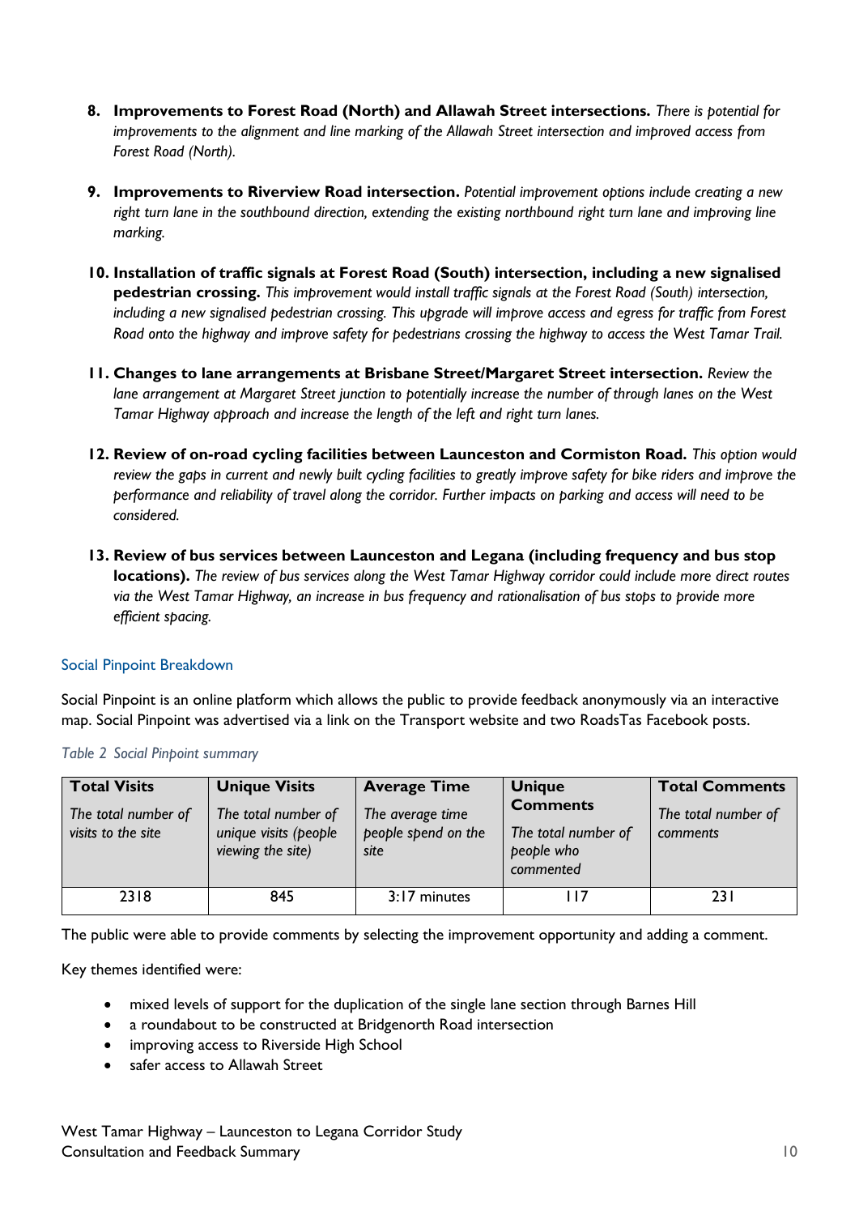8. **Improvements to Forest Road (North) and Allawah Street intersections.** *There is potential for improvements to the alignment and line marking of the Allawah Street intersection and improved access from Forest Road (North).*

9. **Improvements to Riverview Road intersection.** *Potential improvement options include creating a new right turn lane in the southbound direction, extending the existing northbound right turn lane and improving line marking.*

10. **Installation of traffic signals at Forest Road (South) intersection, including a new signalised pedestrian crossing.** *This improvement would install traffic signals at the Forest Road (South) intersection, including a new signalised pedestrian crossing. This upgrade will improve access and egress for traffic from Forest Road onto the highway and improve safety for pedestrians crossing the highway to access the West Tamar Trail.*

11. **Changes to lane arrangements at Brisbane Street/Margaret Street intersection.** *Review the lane arrangement at Margaret Street junction to potentially increase the number of through lanes on the West Tamar Highway approach and increase the length of the left and right turn lanes.*

12. **Review of on-road cycling facilities between Launceston and Cormiston Road.** *This option would review the gaps in current and newly built cycling facilities to greatly improve safety for bike riders and improve the performance and reliability of travel along the corridor. Further impacts on parking and access will need to be considered.*

13. **Review of bus services between Launceston and Legana (including frequency and bus stop locations).** *The review of bus services along the West Tamar Highway corridor could include more direct routes via the West Tamar Highway, an increase in bus frequency and rationalisation of bus stops to provide more efficient spacing.*

## Social Pinpoint Breakdown

Social Pinpoint is an online platform which allows the public to provide feedback anonymously via an interactive map. Social Pinpoint was advertised via a link on the Transport website and two RoadsTas Facebook posts.

*Table 2 Social Pinpoint summary*

| **Total Visits** *The total number of visits to the site* | **Unique Visits** *The total number of unique visits (people viewing the site)* | **Average Time** *The average time people spend on the site* | **Unique Comments** *The total number of people who commented* | **Total Comments** *The total number of comments* |
|---|---|---|---|---|
| 2318 | 845 | 3:17 minutes | 117 | 231 |

The public were able to provide comments by selecting the improvement opportunity and adding a comment.

Key themes identified were:

- mixed levels of support for the duplication of the single lane section through Barnes Hill
- a roundabout to be constructed at Bridgenorth Road intersection
- improving access to Riverside High School
- safer access to Allawah Street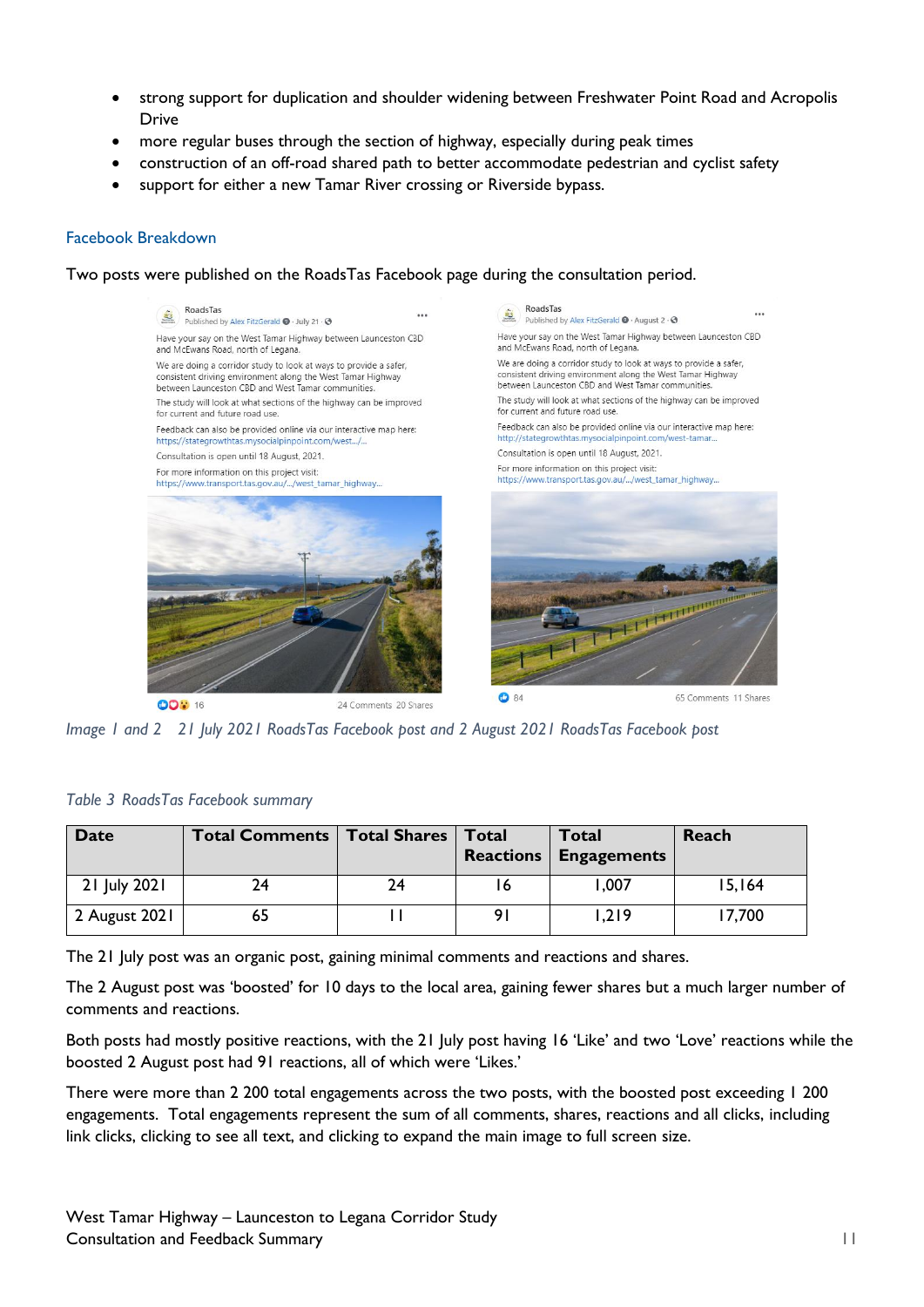- strong support for duplication and shoulder widening between Freshwater Point Road and Acropolis Drive
- more regular buses through the section of highway, especially during peak times
- construction of an off-road shared path to better accommodate pedestrian and cyclist safety
- support for either a new Tamar River crossing or Riverside bypass.

### Facebook Breakdown

Two posts were published on the RoadsTas Facebook page during the consultation period.

*Image 1 and 2  21 July 2021 RoadsTas Facebook post and 2 August 2021 RoadsTas Facebook post*

*Table 3 RoadsTas Facebook summary*

| Date | Total Comments | Total Shares | Total Reactions | Total Engagements | Reach |
|---|---|---|---|---|---|
| 21 July 2021 | 24 | 24 | 16 | 1,007 | 15,164 |
| 2 August 2021 | 65 | 11 | 91 | 1,219 | 17,700 |

The 21 July post was an organic post, gaining minimal comments and reactions and shares.

The 2 August post was 'boosted' for 10 days to the local area, gaining fewer shares but a much larger number of comments and reactions.

Both posts had mostly positive reactions, with the 21 July post having 16 'Like' and two 'Love' reactions while the boosted 2 August post had 91 reactions, all of which were 'Likes.'

There were more than 2 200 total engagements across the two posts, with the boosted post exceeding 1 200 engagements. Total engagements represent the sum of all comments, shares, reactions and all clicks, including link clicks, clicking to see all text, and clicking to expand the main image to full screen size.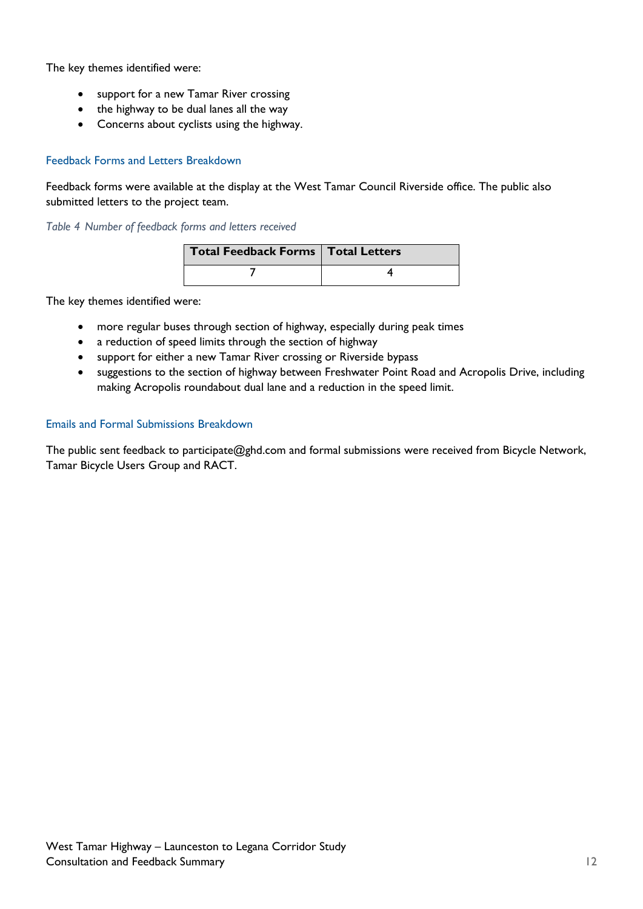The key themes identified were:

- support for a new Tamar River crossing
- the highway to be dual lanes all the way
- Concerns about cyclists using the highway.

### Feedback Forms and Letters Breakdown

Feedback forms were available at the display at the West Tamar Council Riverside office. The public also submitted letters to the project team.

*Table 4 Number of feedback forms and letters received*

| Total Feedback Forms | Total Letters |
| --- | --- |
| 7 | 4 |

The key themes identified were:

- more regular buses through section of highway, especially during peak times
- a reduction of speed limits through the section of highway
- support for either a new Tamar River crossing or Riverside bypass
- suggestions to the section of highway between Freshwater Point Road and Acropolis Drive, including making Acropolis roundabout dual lane and a reduction in the speed limit.

### Emails and Formal Submissions Breakdown

The public sent feedback to participate@ghd.com and formal submissions were received from Bicycle Network, Tamar Bicycle Users Group and RACT.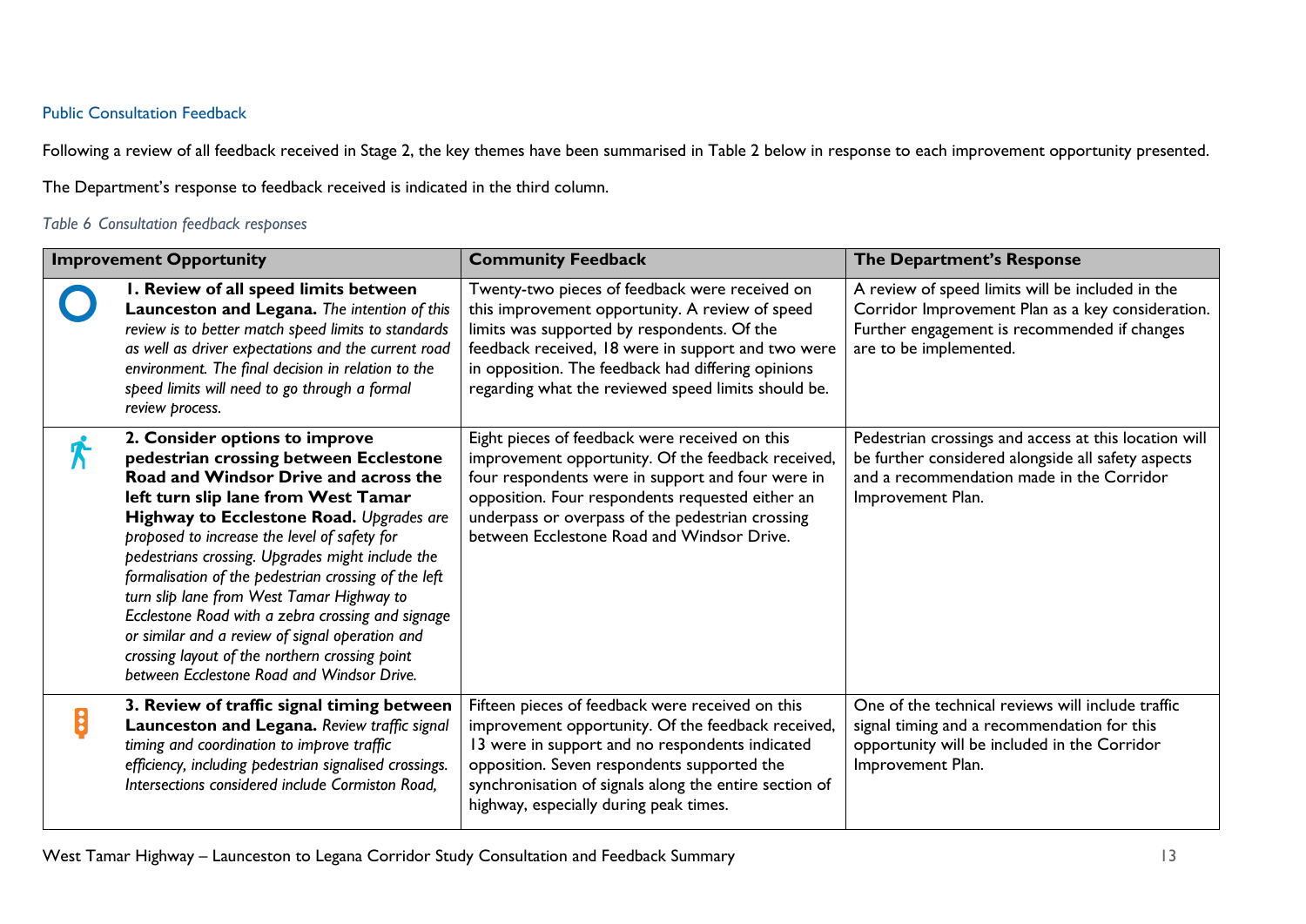Public Consultation Feedback

Following a review of all feedback received in Stage 2, the key themes have been summarised in Table 2 below in response to each improvement opportunity presented.

The Department's response to feedback received is indicated in the third column.

*Table 6 Consultation feedback responses*

| Improvement Opportunity | Community Feedback | The Department's Response |
|---|---|---|
| **1. Review of all speed limits between Launceston and Legana.** *The intention of this review is to better match speed limits to standards as well as driver expectations and the current road environment. The final decision in relation to the speed limits will need to go through a formal review process.* | Twenty-two pieces of feedback were received on this improvement opportunity. A review of speed limits was supported by respondents. Of the feedback received, 18 were in support and two were in opposition. The feedback had differing opinions regarding what the reviewed speed limits should be. | A review of speed limits will be included in the Corridor Improvement Plan as a key consideration. Further engagement is recommended if changes are to be implemented. |
| **2. Consider options to improve pedestrian crossing between Ecclestone Road and Windsor Drive and across the left turn slip lane from West Tamar Highway to Ecclestone Road.** *Upgrades are proposed to increase the level of safety for pedestrians crossing. Upgrades might include the formalisation of the pedestrian crossing of the left turn slip lane from West Tamar Highway to Ecclestone Road with a zebra crossing and signage or similar and a review of signal operation and crossing layout of the northern crossing point between Ecclestone Road and Windsor Drive.* | Eight pieces of feedback were received on this improvement opportunity. Of the feedback received, four respondents were in support and four were in opposition. Four respondents requested either an underpass or overpass of the pedestrian crossing between Ecclestone Road and Windsor Drive. | Pedestrian crossings and access at this location will be further considered alongside all safety aspects and a recommendation made in the Corridor Improvement Plan. |
| **3. Review of traffic signal timing between Launceston and Legana.** *Review traffic signal timing and coordination to improve traffic efficiency, including pedestrian signalised crossings. Intersections considered include Cormiston Road,* | Fifteen pieces of feedback were received on this improvement opportunity. Of the feedback received, 13 were in support and no respondents indicated opposition. Seven respondents supported the synchronisation of signals along the entire section of highway, especially during peak times. | One of the technical reviews will include traffic signal timing and a recommendation for this opportunity will be included in the Corridor Improvement Plan. |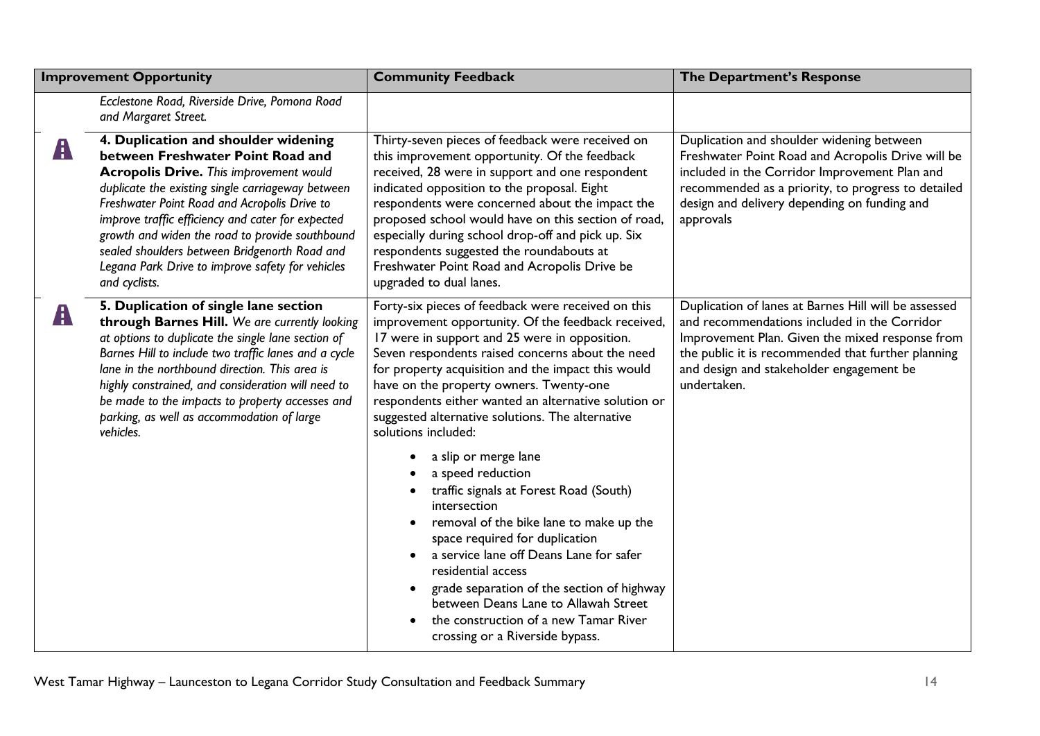| Improvement Opportunity | | Community Feedback | The Department's Response |
|---|---|---|---|
| | *Ecclestone Road, Riverside Drive, Pomona Road and Margaret Street.* | | |
| | **4. Duplication and shoulder widening between Freshwater Point Road and Acropolis Drive.** *This improvement would duplicate the existing single carriageway between Freshwater Point Road and Acropolis Drive to improve traffic efficiency and cater for expected growth and widen the road to provide southbound sealed shoulders between Bridgenorth Road and Legana Park Drive to improve safety for vehicles and cyclists.* | Thirty-seven pieces of feedback were received on this improvement opportunity. Of the feedback received, 28 were in support and one respondent indicated opposition to the proposal. Eight respondents were concerned about the impact the proposed school would have on this section of road, especially during school drop-off and pick up. Six respondents suggested the roundabouts at Freshwater Point Road and Acropolis Drive be upgraded to dual lanes. | Duplication and shoulder widening between Freshwater Point Road and Acropolis Drive will be included in the Corridor Improvement Plan and recommended as a priority, to progress to detailed design and delivery depending on funding and approvals |
| | **5. Duplication of single lane section through Barnes Hill.** *We are currently looking at options to duplicate the single lane section of Barnes Hill to include two traffic lanes and a cycle lane in the northbound direction. This area is highly constrained, and consideration will need to be made to the impacts to property accesses and parking, as well as accommodation of large vehicles.* | Forty-six pieces of feedback were received on this improvement opportunity. Of the feedback received, 17 were in support and 25 were in opposition. Seven respondents raised concerns about the need for property acquisition and the impact this would have on the property owners. Twenty-one respondents either wanted an alternative solution or suggested alternative solutions. The alternative solutions included:<br>• a slip or merge lane<br>• a speed reduction<br>• traffic signals at Forest Road (South) intersection<br>• removal of the bike lane to make up the space required for duplication<br>• a service lane off Deans Lane for safer residential access<br>• grade separation of the section of highway between Deans Lane to Allawah Street<br>• the construction of a new Tamar River crossing or a Riverside bypass. | Duplication of lanes at Barnes Hill will be assessed and recommendations included in the Corridor Improvement Plan. Given the mixed response from the public it is recommended that further planning and design and stakeholder engagement be undertaken. |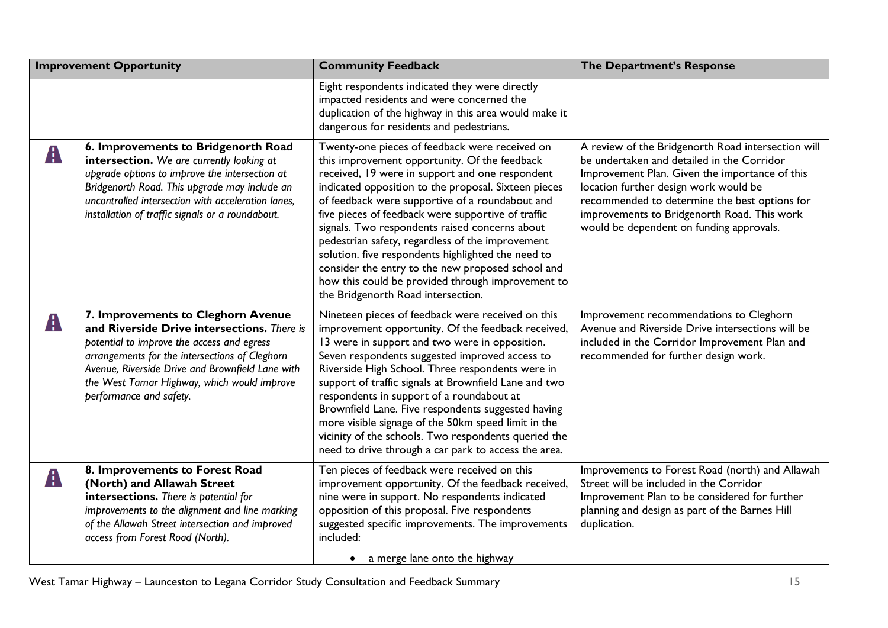| Improvement Opportunity | Community Feedback | The Department's Response |
| --- | --- | --- |
| | Eight respondents indicated they were directly impacted residents and were concerned the duplication of the highway in this area would make it dangerous for residents and pedestrians. | |
| **6. Improvements to Bridgenorth Road intersection.** *We are currently looking at upgrade options to improve the intersection at Bridgenorth Road. This upgrade may include an uncontrolled intersection with acceleration lanes, installation of traffic signals or a roundabout.* | Twenty-one pieces of feedback were received on this improvement opportunity. Of the feedback received, 19 were in support and one respondent indicated opposition to the proposal. Sixteen pieces of feedback were supportive of a roundabout and five pieces of feedback were supportive of traffic signals. Two respondents raised concerns about pedestrian safety, regardless of the improvement solution. five respondents highlighted the need to consider the entry to the new proposed school and how this could be provided through improvement to the Bridgenorth Road intersection. | A review of the Bridgenorth Road intersection will be undertaken and detailed in the Corridor Improvement Plan. Given the importance of this location further design work would be recommended to determine the best options for improvements to Bridgenorth Road. This work would be dependent on funding approvals. |
| **7. Improvements to Cleghorn Avenue and Riverside Drive intersections.** *There is potential to improve the access and egress arrangements for the intersections of Cleghorn Avenue, Riverside Drive and Brownfield Lane with the West Tamar Highway, which would improve performance and safety.* | Nineteen pieces of feedback were received on this improvement opportunity. Of the feedback received, 13 were in support and two were in opposition. Seven respondents suggested improved access to Riverside High School. Three respondents were in support of traffic signals at Brownfield Lane and two respondents in support of a roundabout at Brownfield Lane. Five respondents suggested having more visible signage of the 50km speed limit in the vicinity of the schools. Two respondents queried the need to drive through a car park to access the area. | Improvement recommendations to Cleghorn Avenue and Riverside Drive intersections will be included in the Corridor Improvement Plan and recommended for further design work. |
| **8. Improvements to Forest Road (North) and Allawah Street intersections.** *There is potential for improvements to the alignment and line marking of the Allawah Street intersection and improved access from Forest Road (North).* | Ten pieces of feedback were received on this improvement opportunity. Of the feedback received, nine were in support. No respondents indicated opposition of this proposal. Five respondents suggested specific improvements. The improvements included:<br>• a merge lane onto the highway | Improvements to Forest Road (north) and Allawah Street will be included in the Corridor Improvement Plan to be considered for further planning and design as part of the Barnes Hill duplication. |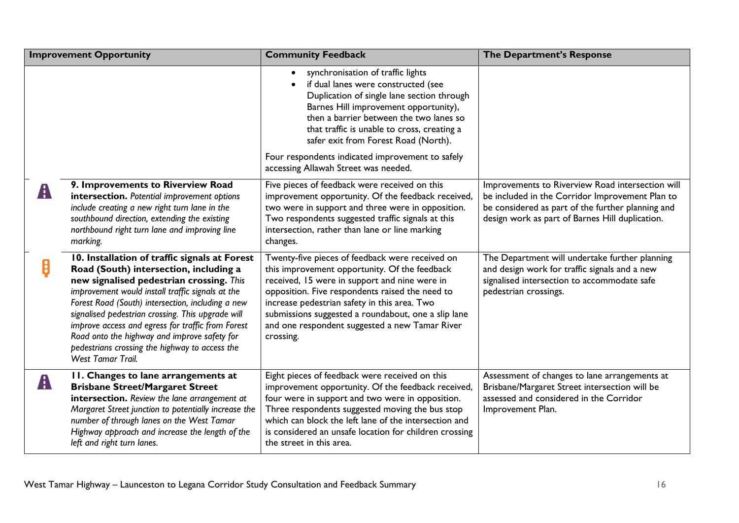| Improvement Opportunity | Community Feedback | The Department's Response |
|---|---|---|
| | • synchronisation of traffic lights<br>• if dual lanes were constructed (see Duplication of single lane section through Barnes Hill improvement opportunity), then a barrier between the two lanes so that traffic is unable to cross, creating a safer exit from Forest Road (North).<br><br>Four respondents indicated improvement to safely accessing Allawah Street was needed. | |
| **9. Improvements to Riverview Road intersection.** *Potential improvement options include creating a new right turn lane in the southbound direction, extending the existing northbound right turn lane and improving line marking.* | Five pieces of feedback were received on this improvement opportunity. Of the feedback received, two were in support and three were in opposition. Two respondents suggested traffic signals at this intersection, rather than lane or line marking changes. | Improvements to Riverview Road intersection will be included in the Corridor Improvement Plan to be considered as part of the further planning and design work as part of Barnes Hill duplication. |
| **10. Installation of traffic signals at Forest Road (South) intersection, including a new signalised pedestrian crossing.** *This improvement would install traffic signals at the Forest Road (South) intersection, including a new signalised pedestrian crossing. This upgrade will improve access and egress for traffic from Forest Road onto the highway and improve safety for pedestrians crossing the highway to access the West Tamar Trail.* | Twenty-five pieces of feedback were received on this improvement opportunity. Of the feedback received, 15 were in support and nine were in opposition. Five respondents raised the need to increase pedestrian safety in this area. Two submissions suggested a roundabout, one a slip lane and one respondent suggested a new Tamar River crossing. | The Department will undertake further planning and design work for traffic signals and a new signalised intersection to accommodate safe pedestrian crossings. |
| **11. Changes to lane arrangements at Brisbane Street/Margaret Street intersection.** *Review the lane arrangement at Margaret Street junction to potentially increase the number of through lanes on the West Tamar Highway approach and increase the length of the left and right turn lanes.* | Eight pieces of feedback were received on this improvement opportunity. Of the feedback received, four were in support and two were in opposition. Three respondents suggested moving the bus stop which can block the left lane of the intersection and is considered an unsafe location for children crossing the street in this area. | Assessment of changes to lane arrangements at Brisbane/Margaret Street intersection will be assessed and considered in the Corridor Improvement Plan. |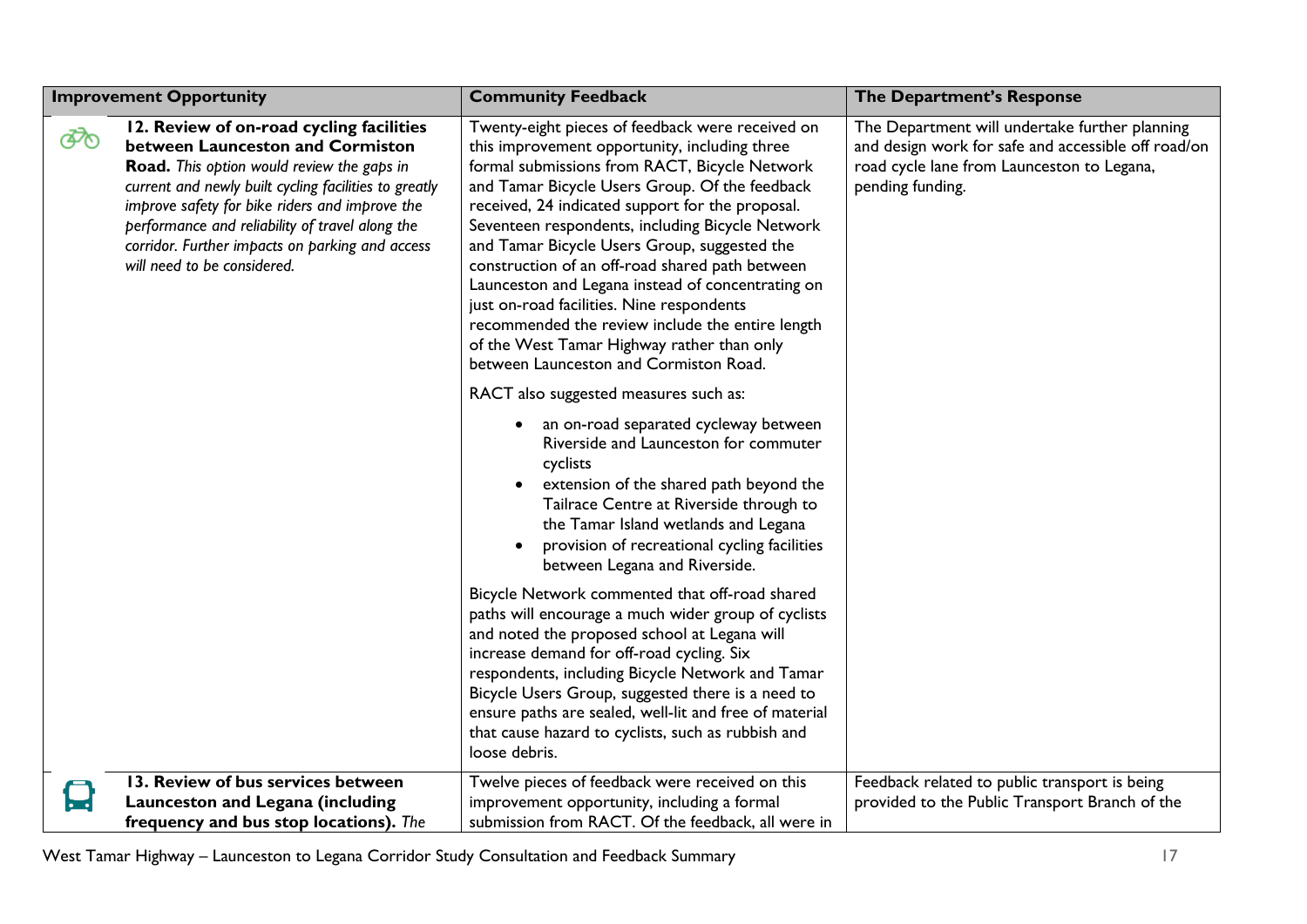| Improvement Opportunity | Community Feedback | The Department's Response |
|---|---|---|
| **12. Review of on-road cycling facilities between Launceston and Cormiston Road.** *This option would review the gaps in current and newly built cycling facilities to greatly improve safety for bike riders and improve the performance and reliability of travel along the corridor. Further impacts on parking and access will need to be considered.* | Twenty-eight pieces of feedback were received on this improvement opportunity, including three formal submissions from RACT, Bicycle Network and Tamar Bicycle Users Group. Of the feedback received, 24 indicated support for the proposal. Seventeen respondents, including Bicycle Network and Tamar Bicycle Users Group, suggested the construction of an off-road shared path between Launceston and Legana instead of concentrating on just on-road facilities. Nine respondents recommended the review include the entire length of the West Tamar Highway rather than only between Launceston and Cormiston Road.<br><br>RACT also suggested measures such as:<br>• an on-road separated cycleway between Riverside and Launceston for commuter cyclists<br>• extension of the shared path beyond the Tailrace Centre at Riverside through to the Tamar Island wetlands and Legana<br>• provision of recreational cycling facilities between Legana and Riverside.<br><br>Bicycle Network commented that off-road shared paths will encourage a much wider group of cyclists and noted the proposed school at Legana will increase demand for off-road cycling. Six respondents, including Bicycle Network and Tamar Bicycle Users Group, suggested there is a need to ensure paths are sealed, well-lit and free of material that cause hazard to cyclists, such as rubbish and loose debris. | The Department will undertake further planning and design work for safe and accessible off road/on road cycle lane from Launceston to Legana, pending funding. |
| **13. Review of bus services between Launceston and Legana (including frequency and bus stop locations).** *The* | Twelve pieces of feedback were received on this improvement opportunity, including a formal submission from RACT. Of the feedback, all were in | Feedback related to public transport is being provided to the Public Transport Branch of the |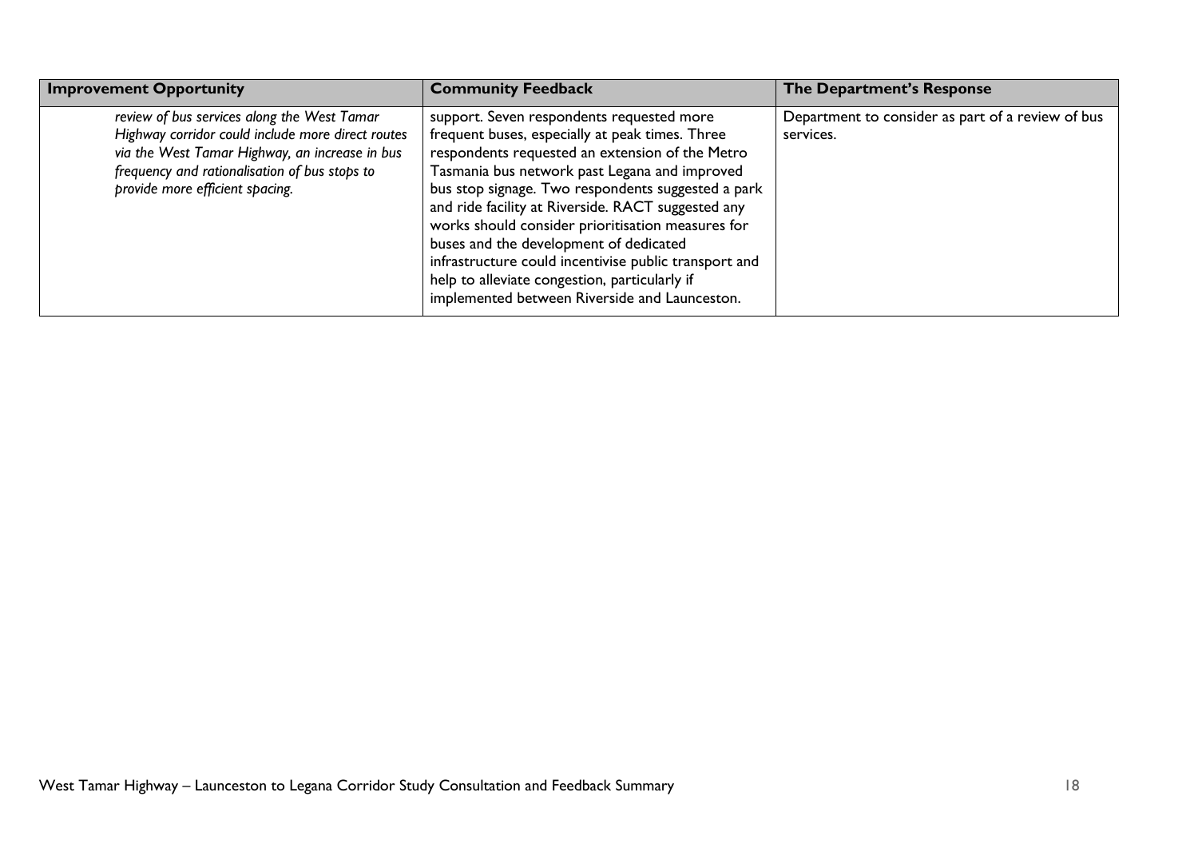| Improvement Opportunity | Community Feedback | The Department's Response |
| --- | --- | --- |
| *review of bus services along the West Tamar Highway corridor could include more direct routes via the West Tamar Highway, an increase in bus frequency and rationalisation of bus stops to provide more efficient spacing.* | support. Seven respondents requested more frequent buses, especially at peak times. Three respondents requested an extension of the Metro Tasmania bus network past Legana and improved bus stop signage. Two respondents suggested a park and ride facility at Riverside. RACT suggested any works should consider prioritisation measures for buses and the development of dedicated infrastructure could incentivise public transport and help to alleviate congestion, particularly if implemented between Riverside and Launceston. | Department to consider as part of a review of bus services. |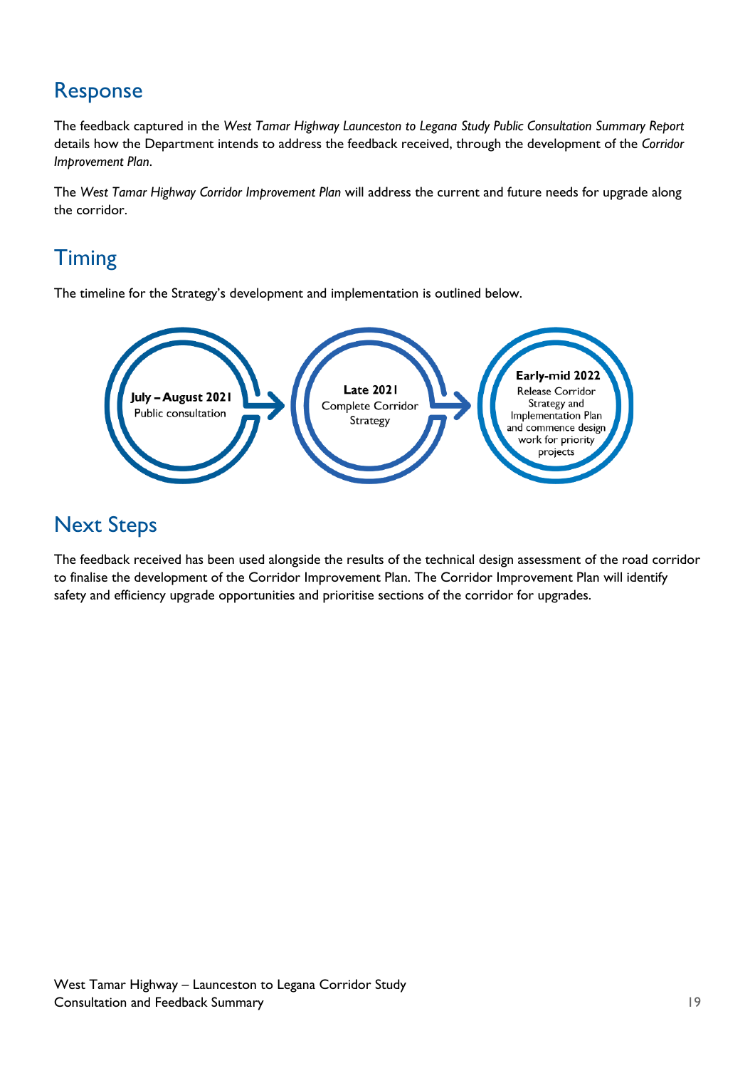## Response

The feedback captured in the *West Tamar Highway Launceston to Legana Study Public Consultation Summary Report* details how the Department intends to address the feedback received, through the development of the *Corridor Improvement Plan*.

The *West Tamar Highway Corridor Improvement Plan* will address the current and future needs for upgrade along the corridor.

## Timing

The timeline for the Strategy's development and implementation is outlined below.

**July – August 2021**
Public consultation

→

**Late 2021**
Complete Corridor Strategy

→

**Early-mid 2022**
Release Corridor Strategy and Implementation Plan and commence design work for priority projects

## Next Steps

The feedback received has been used alongside the results of the technical design assessment of the road corridor to finalise the development of the Corridor Improvement Plan. The Corridor Improvement Plan will identify safety and efficiency upgrade opportunities and prioritise sections of the corridor for upgrades.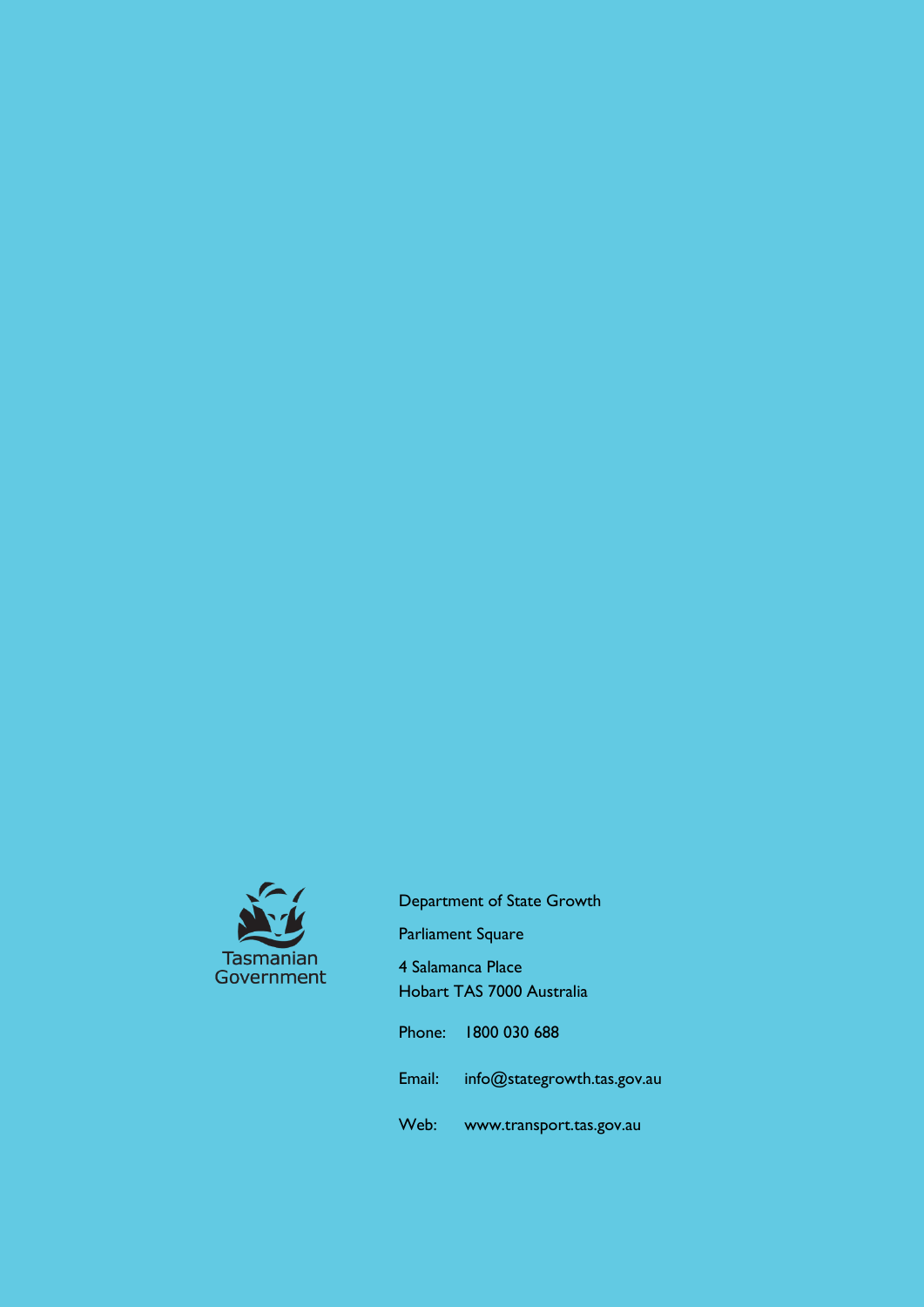Tasmanian Government

Department of State Growth

Parliament Square

4 Salamanca Place
Hobart TAS 7000 Australia

Phone: 1800 030 688

Email: info@stategrowth.tas.gov.au

Web: www.transport.tas.gov.au